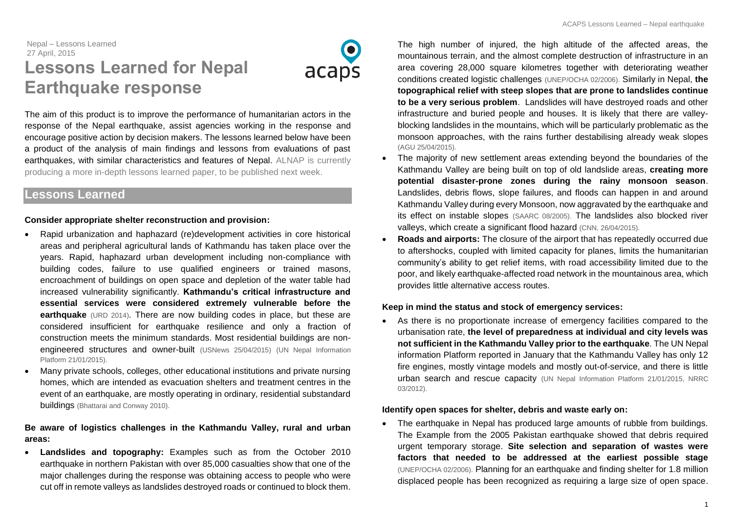Nepal – Lessons Learned
27 April, 2015

# Lessons Learned for Nepal Earthquake response

The aim of this product is to improve the performance of humanitarian actors in the response of the Nepal earthquake, assist agencies working in the response and encourage positive action by decision makers. The lessons learned below have been a product of the analysis of main findings and lessons from evaluations of past earthquakes, with similar characteristics and features of Nepal. ALNAP is currently producing a more in-depth lessons learned paper, to be published next week.

## Lessons Learned

**Consider appropriate shelter reconstruction and provision:**

- Rapid urbanization and haphazard (re)development activities in core historical areas and peripheral agricultural lands of Kathmandu has taken place over the years. Rapid, haphazard urban development including non-compliance with building codes, failure to use qualified engineers or trained masons, encroachment of buildings on open space and depletion of the water table had increased vulnerability significantly. **Kathmandu's critical infrastructure and essential services were considered extremely vulnerable before the earthquake** (URD 2014). There are now building codes in place, but these are considered insufficient for earthquake resilience and only a fraction of construction meets the minimum standards. Most residential buildings are non-engineered structures and owner-built (USNews 25/04/2015) (UN Nepal Information Platform 21/01/2015).
- Many private schools, colleges, other educational institutions and private nursing homes, which are intended as evacuation shelters and treatment centres in the event of an earthquake, are mostly operating in ordinary, residential substandard buildings (Bhattarai and Conway 2010).

**Be aware of logistics challenges in the Kathmandu Valley, rural and urban areas:**

- **Landslides and topography:** Examples such as from the October 2010 earthquake in northern Pakistan with over 85,000 casualties show that one of the major challenges during the response was obtaining access to people who were cut off in remote valleys as landslides destroyed roads or continued to block them. The high number of injured, the high altitude of the affected areas, the mountainous terrain, and the almost complete destruction of infrastructure in an area covering 28,000 square kilometres together with deteriorating weather conditions created logistic challenges (UNEP/OCHA 02/2006). Similarly in Nepal, **the topographical relief with steep slopes that are prone to landslides continue to be a very serious problem**. Landslides will have destroyed roads and other infrastructure and buried people and houses. It is likely that there are valley-blocking landslides in the mountains, which will be particularly problematic as the monsoon approaches, with the rains further destabilising already weak slopes (AGU 25/04/2015).
- The majority of new settlement areas extending beyond the boundaries of the Kathmandu Valley are being built on top of old landslide areas, **creating more potential disaster-prone zones during the rainy monsoon season**. Landslides, debris flows, slope failures, and floods can happen in and around Kathmandu Valley during every Monsoon, now aggravated by the earthquake and its effect on instable slopes (SAARC 08/2005). The landslides also blocked river valleys, which create a significant flood hazard (CNN, 26/04/2015).
- **Roads and airports:** The closure of the airport that has repeatedly occurred due to aftershocks, coupled with limited capacity for planes, limits the humanitarian community's ability to get relief items, with road accessibility limited due to the poor, and likely earthquake-affected road network in the mountainous area, which provides little alternative access routes.

**Keep in mind the status and stock of emergency services:**

- As there is no proportionate increase of emergency facilities compared to the urbanisation rate, **the level of preparedness at individual and city levels was not sufficient in the Kathmandu Valley prior to the earthquake**. The UN Nepal information Platform reported in January that the Kathmandu Valley has only 12 fire engines, mostly vintage models and mostly out-of-service, and there is little urban search and rescue capacity (UN Nepal Information Platform 21/01/2015, NRRC 03/2012).

**Identify open spaces for shelter, debris and waste early on:**

- The earthquake in Nepal has produced large amounts of rubble from buildings. The Example from the 2005 Pakistan earthquake showed that debris required urgent temporary storage. **Site selection and separation of wastes were factors that needed to be addressed at the earliest possible stage** (UNEP/OCHA 02/2006). Planning for an earthquake and finding shelter for 1.8 million displaced people has been recognized as requiring a large size of open space.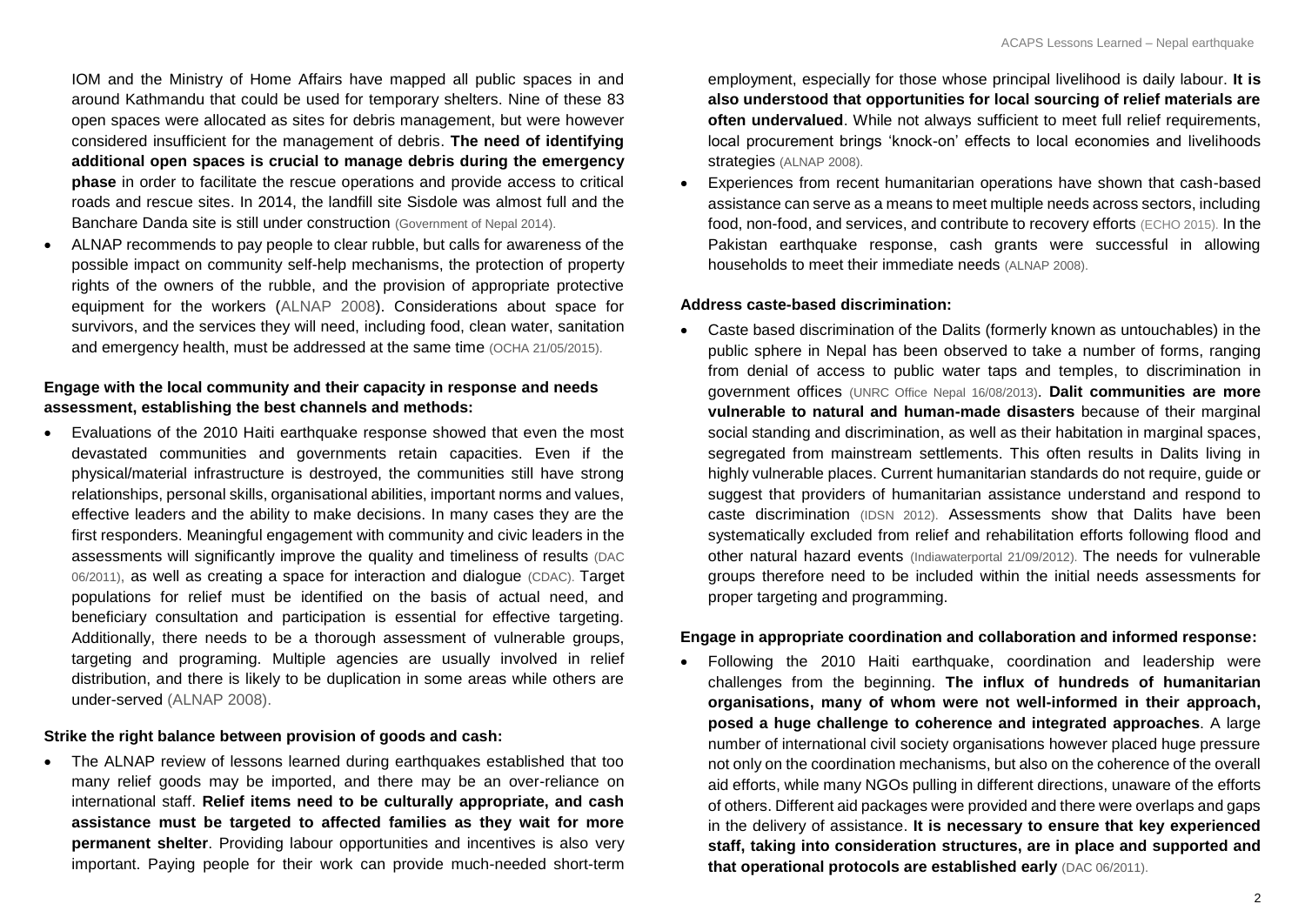IOM and the Ministry of Home Affairs have mapped all public spaces in and around Kathmandu that could be used for temporary shelters. Nine of these 83 open spaces were allocated as sites for debris management, but were however considered insufficient for the management of debris. **The need of identifying additional open spaces is crucial to manage debris during the emergency phase** in order to facilitate the rescue operations and provide access to critical roads and rescue sites. In 2014, the landfill site Sisdole was almost full and the Banchare Danda site is still under construction (Government of Nepal 2014).

- ALNAP recommends to pay people to clear rubble, but calls for awareness of the possible impact on community self-help mechanisms, the protection of property rights of the owners of the rubble, and the provision of appropriate protective equipment for the workers (ALNAP 2008). Considerations about space for survivors, and the services they will need, including food, clean water, sanitation and emergency health, must be addressed at the same time (OCHA 21/05/2015).

**Engage with the local community and their capacity in response and needs assessment, establishing the best channels and methods:**

- Evaluations of the 2010 Haiti earthquake response showed that even the most devastated communities and governments retain capacities. Even if the physical/material infrastructure is destroyed, the communities still have strong relationships, personal skills, organisational abilities, important norms and values, effective leaders and the ability to make decisions. In many cases they are the first responders. Meaningful engagement with community and civic leaders in the assessments will significantly improve the quality and timeliness of results (DAC 06/2011), as well as creating a space for interaction and dialogue (CDAC). Target populations for relief must be identified on the basis of actual need, and beneficiary consultation and participation is essential for effective targeting. Additionally, there needs to be a thorough assessment of vulnerable groups, targeting and programing. Multiple agencies are usually involved in relief distribution, and there is likely to be duplication in some areas while others are under-served (ALNAP 2008).

**Strike the right balance between provision of goods and cash:**

- The ALNAP review of lessons learned during earthquakes established that too many relief goods may be imported, and there may be an over-reliance on international staff. **Relief items need to be culturally appropriate, and cash assistance must be targeted to affected families as they wait for more permanent shelter**. Providing labour opportunities and incentives is also very important. Paying people for their work can provide much-needed short-term employment, especially for those whose principal livelihood is daily labour. **It is also understood that opportunities for local sourcing of relief materials are often undervalued**. While not always sufficient to meet full relief requirements, local procurement brings 'knock-on' effects to local economies and livelihoods strategies (ALNAP 2008).
- Experiences from recent humanitarian operations have shown that cash-based assistance can serve as a means to meet multiple needs across sectors, including food, non-food, and services, and contribute to recovery efforts (ECHO 2015). In the Pakistan earthquake response, cash grants were successful in allowing households to meet their immediate needs (ALNAP 2008).

**Address caste-based discrimination:**

- Caste based discrimination of the Dalits (formerly known as untouchables) in the public sphere in Nepal has been observed to take a number of forms, ranging from denial of access to public water taps and temples, to discrimination in government offices (UNRC Office Nepal 16/08/2013). **Dalit communities are more vulnerable to natural and human-made disasters** because of their marginal social standing and discrimination, as well as their habitation in marginal spaces, segregated from mainstream settlements. This often results in Dalits living in highly vulnerable places. Current humanitarian standards do not require, guide or suggest that providers of humanitarian assistance understand and respond to caste discrimination (IDSN 2012). Assessments show that Dalits have been systematically excluded from relief and rehabilitation efforts following flood and other natural hazard events (Indiawaterportal 21/09/2012). The needs for vulnerable groups therefore need to be included within the initial needs assessments for proper targeting and programming.

**Engage in appropriate coordination and collaboration and informed response:**

- Following the 2010 Haiti earthquake, coordination and leadership were challenges from the beginning. **The influx of hundreds of humanitarian organisations, many of whom were not well-informed in their approach, posed a huge challenge to coherence and integrated approaches**. A large number of international civil society organisations however placed huge pressure not only on the coordination mechanisms, but also on the coherence of the overall aid efforts, while many NGOs pulling in different directions, unaware of the efforts of others. Different aid packages were provided and there were overlaps and gaps in the delivery of assistance. **It is necessary to ensure that key experienced staff, taking into consideration structures, are in place and supported and that operational protocols are established early** (DAC 06/2011).